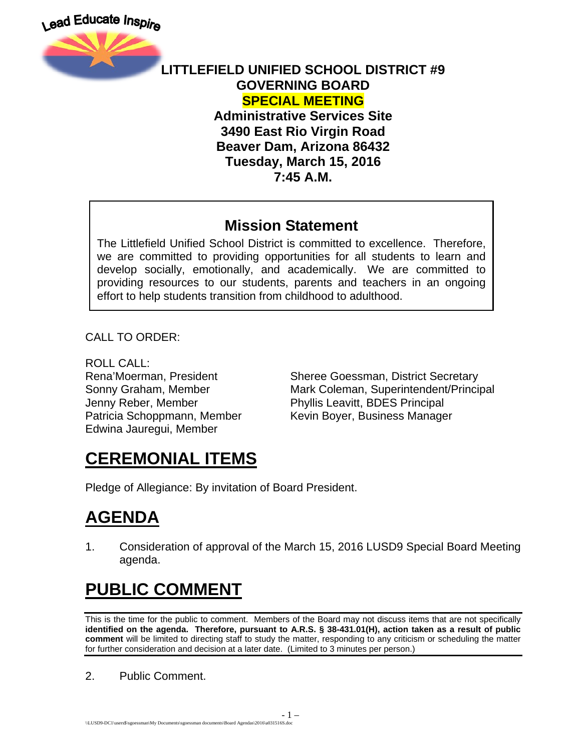Lead Educate Inspire

# LITTLEFIELD UNIFIED SCHOOL DISTRICT #9
# GOVERNING BOARD
# SPECIAL MEETING

**Administrative Services Site**
**3490 East Rio Virgin Road**
**Beaver Dam, Arizona 86432**
**Tuesday, March 15, 2016**
**7:45 A.M.**

## Mission Statement

The Littlefield Unified School District is committed to excellence. Therefore, we are committed to providing opportunities for all students to learn and develop socially, emotionally, and academically. We are committed to providing resources to our students, parents and teachers in an ongoing effort to help students transition from childhood to adulthood.

CALL TO ORDER:

ROLL CALL:

Rena'Moerman, President
Sonny Graham, Member
Jenny Reber, Member
Patricia Schoppmann, Member
Edwina Jauregui, Member

Sheree Goessman, District Secretary
Mark Coleman, Superintendent/Principal
Phyllis Leavitt, BDES Principal
Kevin Boyer, Business Manager

## CEREMONIAL ITEMS

Pledge of Allegiance: By invitation of Board President.

## AGENDA

1. Consideration of approval of the March 15, 2016 LUSD9 Special Board Meeting agenda.

## PUBLIC COMMENT

This is the time for the public to comment. Members of the Board may not discuss items that are not specifically **identified on the agenda. Therefore, pursuant to A.R.S. § 38-431.01(H), action taken as a result of public comment** will be limited to directing staff to study the matter, responding to any criticism or scheduling the matter for further consideration and decision at a later date. (Limited to 3 minutes per person.)

2. Public Comment.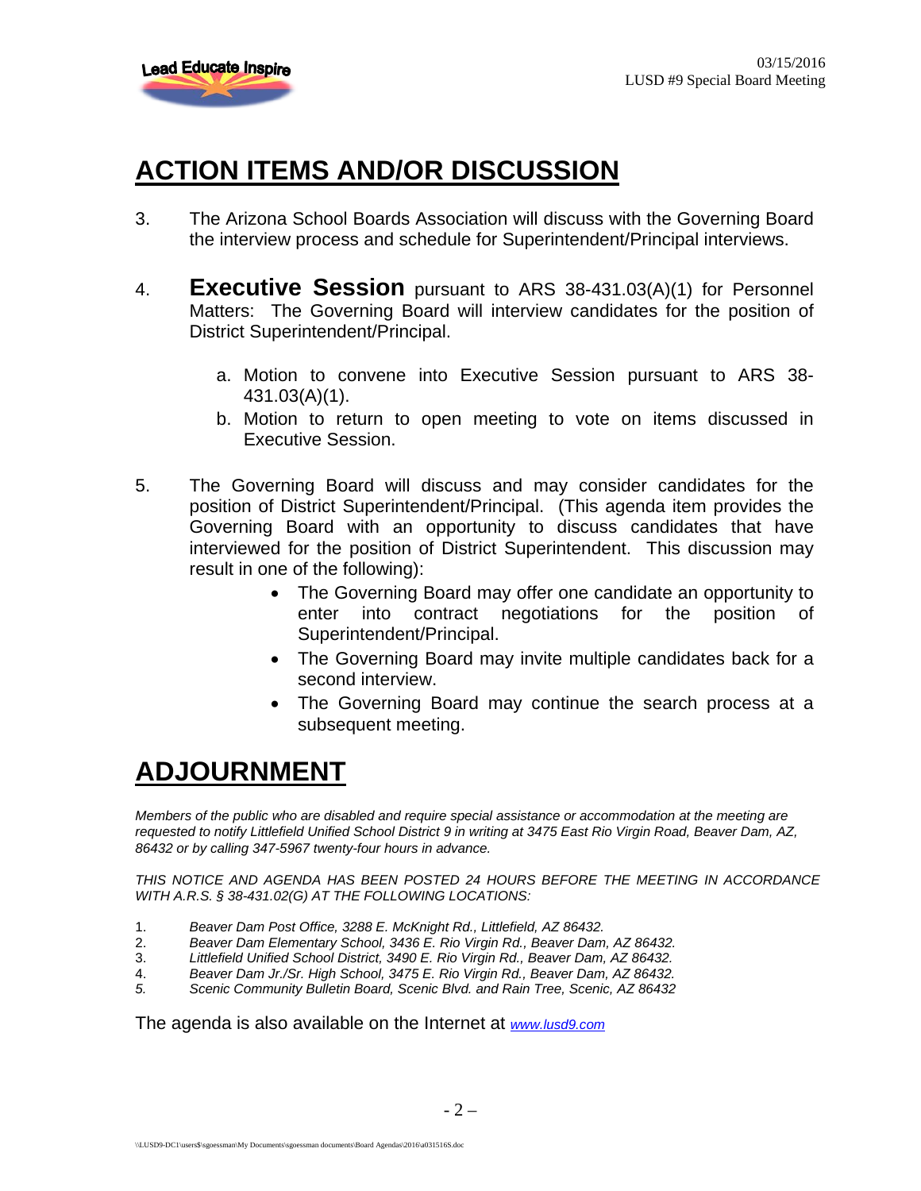## ACTION ITEMS AND/OR DISCUSSION

3. The Arizona School Boards Association will discuss with the Governing Board the interview process and schedule for Superintendent/Principal interviews.

4. **Executive Session** pursuant to ARS 38-431.03(A)(1) for Personnel Matters: The Governing Board will interview candidates for the position of District Superintendent/Principal.

   a. Motion to convene into Executive Session pursuant to ARS 38-431.03(A)(1).
   b. Motion to return to open meeting to vote on items discussed in Executive Session.

5. The Governing Board will discuss and may consider candidates for the position of District Superintendent/Principal. (This agenda item provides the Governing Board with an opportunity to discuss candidates that have interviewed for the position of District Superintendent. This discussion may result in one of the following):
   - The Governing Board may offer one candidate an opportunity to enter into contract negotiations for the position of Superintendent/Principal.
   - The Governing Board may invite multiple candidates back for a second interview.
   - The Governing Board may continue the search process at a subsequent meeting.

## ADJOURNMENT

*Members of the public who are disabled and require special assistance or accommodation at the meeting are requested to notify Littlefield Unified School District 9 in writing at 3475 East Rio Virgin Road, Beaver Dam, AZ, 86432 or by calling 347-5967 twenty-four hours in advance.*

*THIS NOTICE AND AGENDA HAS BEEN POSTED 24 HOURS BEFORE THE MEETING IN ACCORDANCE WITH A.R.S. § 38-431.02(G) AT THE FOLLOWING LOCATIONS:*

1. *Beaver Dam Post Office, 3288 E. McKnight Rd., Littlefield, AZ 86432.*
2. *Beaver Dam Elementary School, 3436 E. Rio Virgin Rd., Beaver Dam, AZ 86432.*
3. *Littlefield Unified School District, 3490 E. Rio Virgin Rd., Beaver Dam, AZ 86432.*
4. *Beaver Dam Jr./Sr. High School, 3475 E. Rio Virgin Rd., Beaver Dam, AZ 86432.*
5. *Scenic Community Bulletin Board, Scenic Blvd. and Rain Tree, Scenic, AZ 86432*

The agenda is also available on the Internet at *www.lusd9.com*